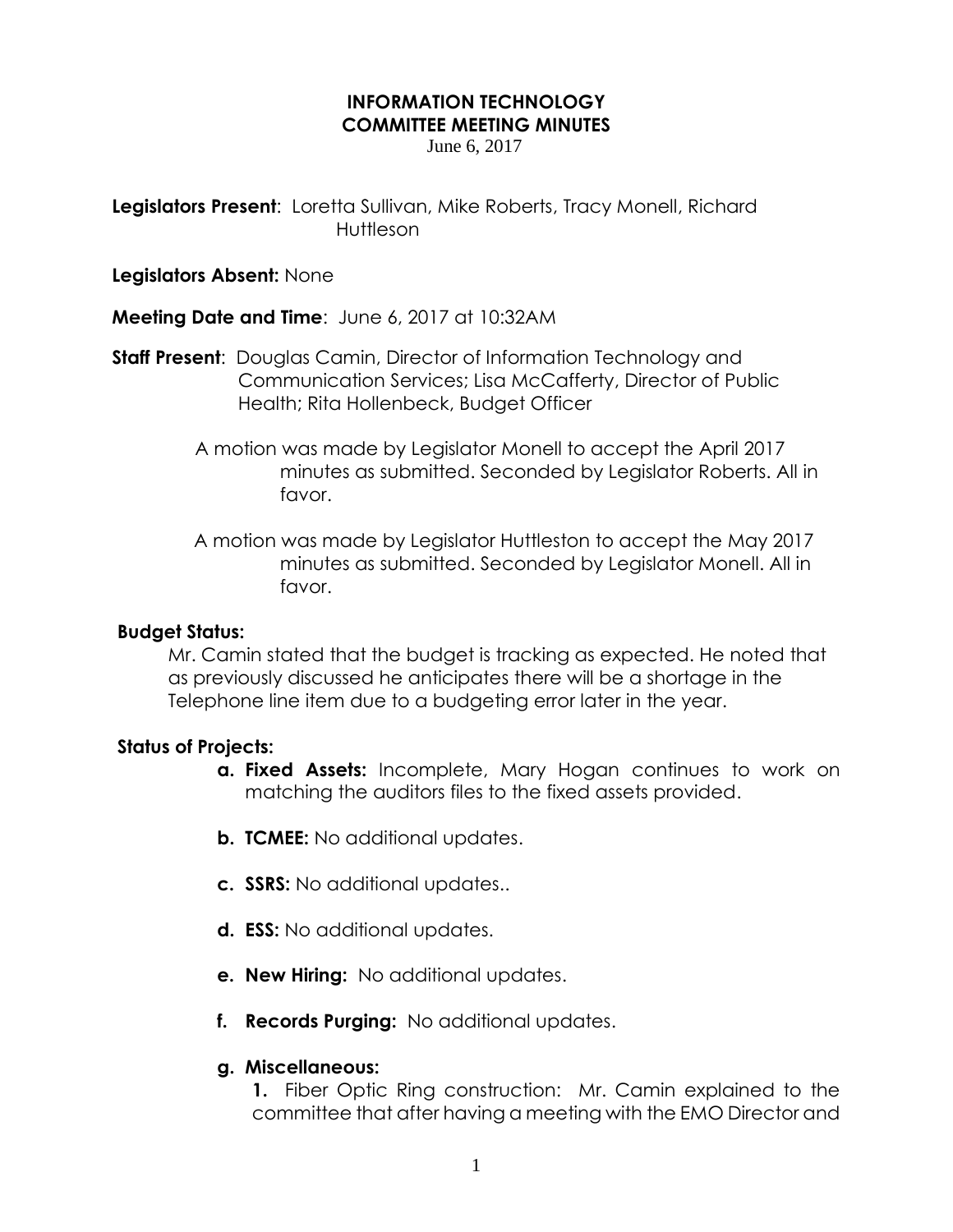# INFORMATION TECHNOLOGY COMMITTEE MEETING MINUTES

June 6, 2017

**Legislators Present**: Loretta Sullivan, Mike Roberts, Tracy Monell, Richard Huttleson

**Legislators Absent:** None

**Meeting Date and Time**: June 6, 2017 at 10:32AM

**Staff Present**: Douglas Camin, Director of Information Technology and Communication Services; Lisa McCafferty, Director of Public Health; Rita Hollenbeck, Budget Officer

A motion was made by Legislator Monell to accept the April 2017 minutes as submitted. Seconded by Legislator Roberts. All in favor.

A motion was made by Legislator Huttleston to accept the May 2017 minutes as submitted. Seconded by Legislator Monell. All in favor.

**Budget Status:**

Mr. Camin stated that the budget is tracking as expected. He noted that as previously discussed he anticipates there will be a shortage in the Telephone line item due to a budgeting error later in the year.

**Status of Projects:**

- **a. Fixed Assets:** Incomplete, Mary Hogan continues to work on matching the auditors files to the fixed assets provided.
- **b. TCMEE:** No additional updates.
- **c. SSRS:** No additional updates..
- **d. ESS:** No additional updates.
- **e. New Hiring:** No additional updates.
- **f. Records Purging:** No additional updates.
- **g. Miscellaneous:**

  **1.** Fiber Optic Ring construction: Mr. Camin explained to the committee that after having a meeting with the EMO Director and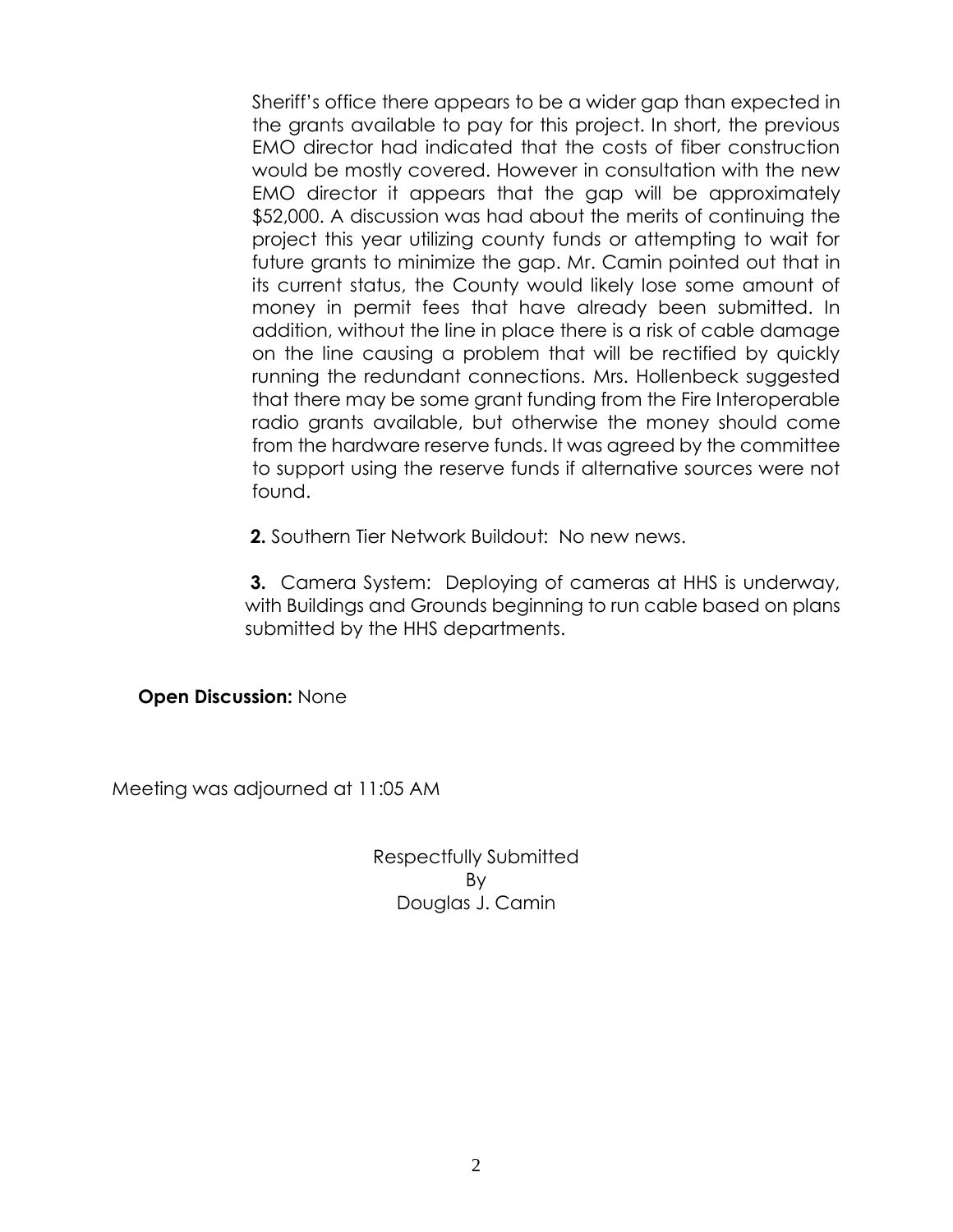Sheriff's office there appears to be a wider gap than expected in the grants available to pay for this project. In short, the previous EMO director had indicated that the costs of fiber construction would be mostly covered. However in consultation with the new EMO director it appears that the gap will be approximately $52,000. A discussion was had about the merits of continuing the project this year utilizing county funds or attempting to wait for future grants to minimize the gap. Mr. Camin pointed out that in its current status, the County would likely lose some amount of money in permit fees that have already been submitted. In addition, without the line in place there is a risk of cable damage on the line causing a problem that will be rectified by quickly running the redundant connections. Mrs. Hollenbeck suggested that there may be some grant funding from the Fire Interoperable radio grants available, but otherwise the money should come from the hardware reserve funds. It was agreed by the committee to support using the reserve funds if alternative sources were not found.

**2.** Southern Tier Network Buildout: No new news.

**3.** Camera System: Deploying of cameras at HHS is underway, with Buildings and Grounds beginning to run cable based on plans submitted by the HHS departments.

**Open Discussion:** None

Meeting was adjourned at 11:05 AM

Respectfully Submitted
By
Douglas J. Camin